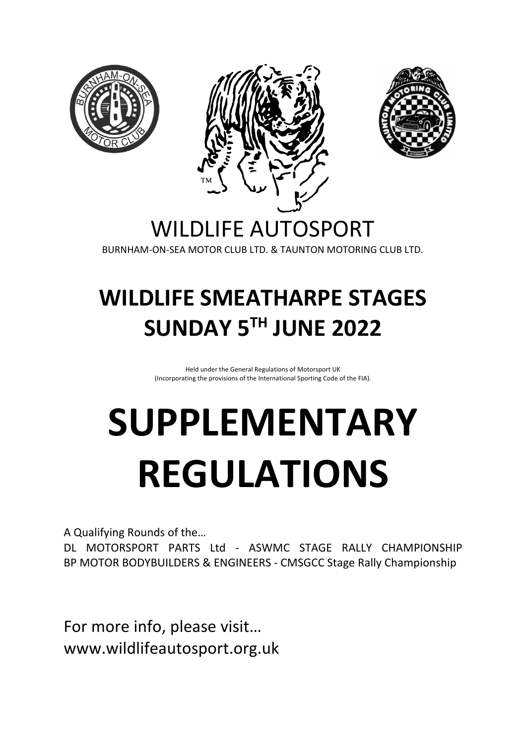# WILDLIFE AUTOSPORT

BURNHAM-ON-SEA MOTOR CLUB LTD. & TAUNTON MOTORING CLUB LTD.

## WILDLIFE SMEATHARPE STAGES
## SUNDAY 5TH JUNE 2022

Held under the General Regulations of Motorsport UK
(Incorporating the provisions of the International Sporting Code of the FIA).

# SUPPLEMENTARY REGULATIONS

A Qualifying Rounds of the…
DL MOTORSPORT PARTS Ltd - ASWMC STAGE RALLY CHAMPIONSHIP
BP MOTOR BODYBUILDERS & ENGINEERS - CMSGCC Stage Rally Championship

For more info, please visit…
www.wildlifeautosport.org.uk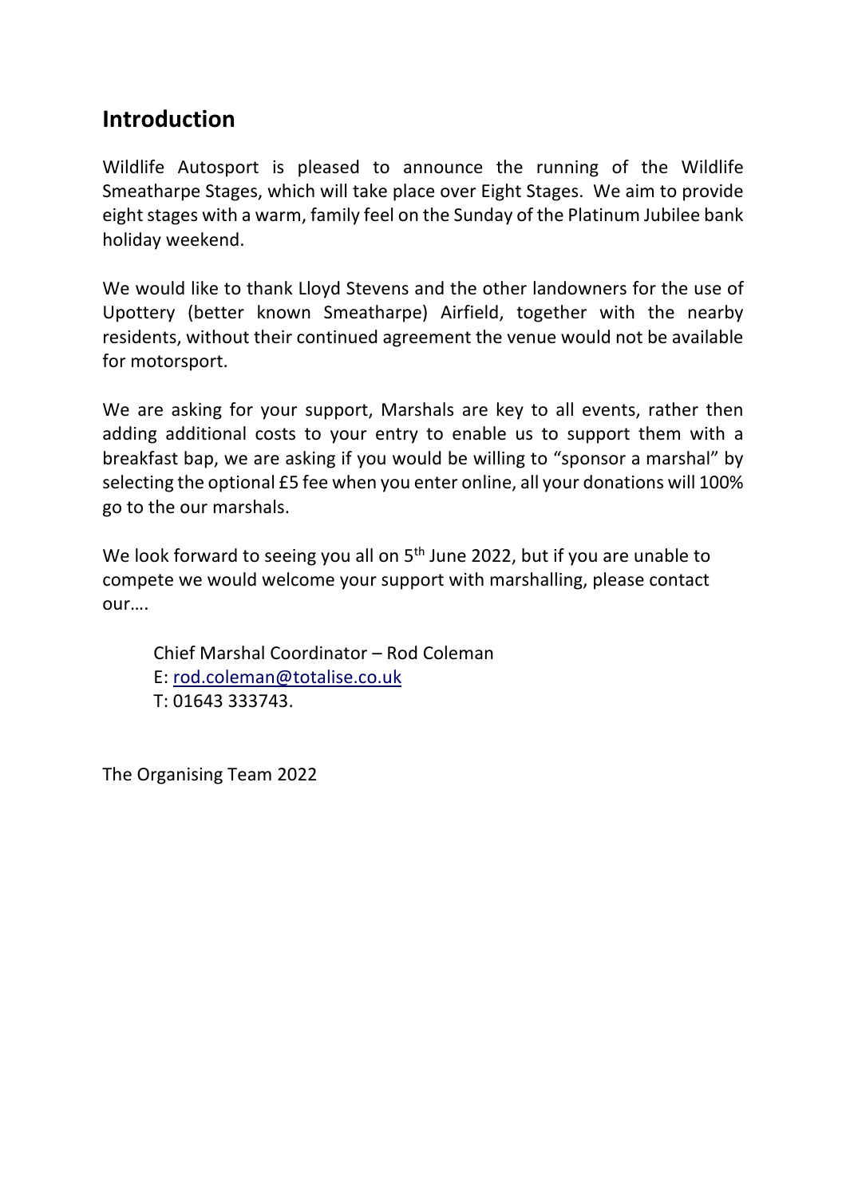## Introduction

Wildlife Autosport is pleased to announce the running of the Wildlife Smeatharpe Stages, which will take place over Eight Stages. We aim to provide eight stages with a warm, family feel on the Sunday of the Platinum Jubilee bank holiday weekend.

We would like to thank Lloyd Stevens and the other landowners for the use of Upottery (better known Smeatharpe) Airfield, together with the nearby residents, without their continued agreement the venue would not be available for motorsport.

We are asking for your support, Marshals are key to all events, rather then adding additional costs to your entry to enable us to support them with a breakfast bap, we are asking if you would be willing to "sponsor a marshal" by selecting the optional £5 fee when you enter online, all your donations will 100% go to the our marshals.

We look forward to seeing you all on 5th June 2022, but if you are unable to compete we would welcome your support with marshalling, please contact our….

Chief Marshal Coordinator – Rod Coleman
E: rod.coleman@totalise.co.uk
T: 01643 333743.

The Organising Team 2022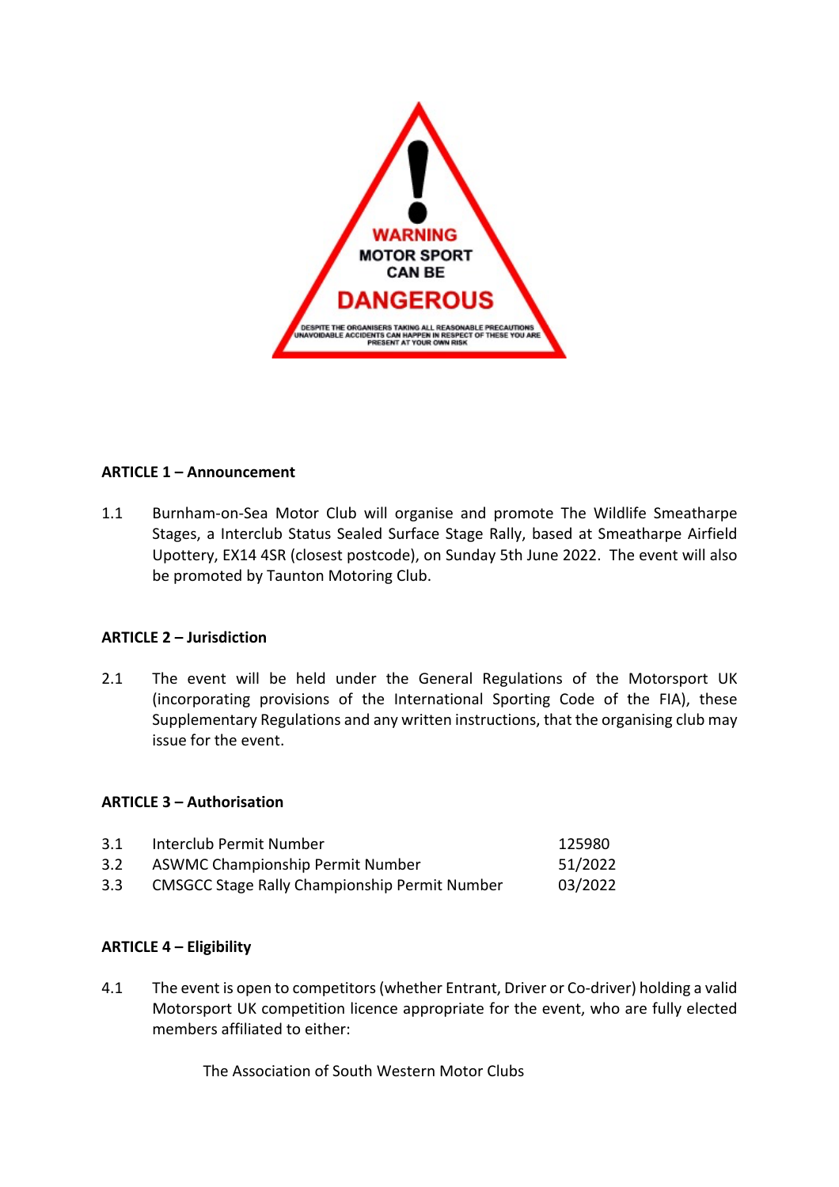WARNING
MOTOR SPORT
CAN BE
DANGEROUS

DESPITE THE ORGANISERS TAKING ALL REASONABLE PRECAUTIONS UNAVOIDABLE ACCIDENTS CAN HAPPEN IN RESPECT OF THESE YOU ARE PRESENT AT YOUR OWN RISK

**ARTICLE 1 – Announcement**

1.1 Burnham-on-Sea Motor Club will organise and promote The Wildlife Smeatharpe Stages, a Interclub Status Sealed Surface Stage Rally, based at Smeatharpe Airfield Upottery, EX14 4SR (closest postcode), on Sunday 5th June 2022. The event will also be promoted by Taunton Motoring Club.

**ARTICLE 2 – Jurisdiction**

2.1 The event will be held under the General Regulations of the Motorsport UK (incorporating provisions of the International Sporting Code of the FIA), these Supplementary Regulations and any written instructions, that the organising club may issue for the event.

**ARTICLE 3 – Authorisation**

| | | |
|---|---|---|
| 3.1 | Interclub Permit Number | 125980 |
| 3.2 | ASWMC Championship Permit Number | 51/2022 |
| 3.3 | CMSGCC Stage Rally Championship Permit Number | 03/2022 |

**ARTICLE 4 – Eligibility**

4.1 The event is open to competitors (whether Entrant, Driver or Co-driver) holding a valid Motorsport UK competition licence appropriate for the event, who are fully elected members affiliated to either:

The Association of South Western Motor Clubs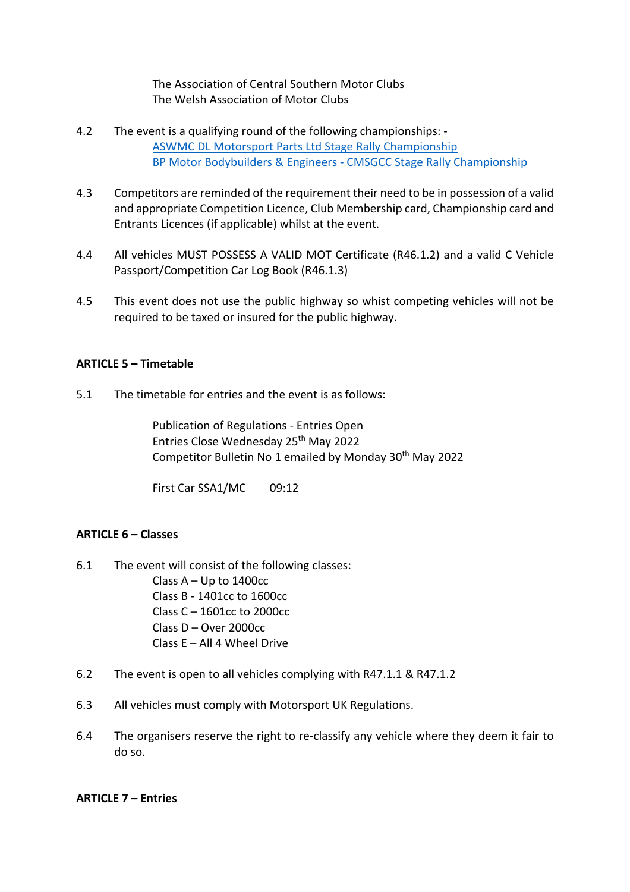The Association of Central Southern Motor Clubs
The Welsh Association of Motor Clubs

4.2 The event is a qualifying round of the following championships: -
ASWMC DL Motorsport Parts Ltd Stage Rally Championship
BP Motor Bodybuilders & Engineers - CMSGCC Stage Rally Championship

4.3 Competitors are reminded of the requirement their need to be in possession of a valid and appropriate Competition Licence, Club Membership card, Championship card and Entrants Licences (if applicable) whilst at the event.

4.4 All vehicles MUST POSSESS A VALID MOT Certificate (R46.1.2) and a valid C Vehicle Passport/Competition Car Log Book (R46.1.3)

4.5 This event does not use the public highway so whist competing vehicles will not be required to be taxed or insured for the public highway.

**ARTICLE 5 – Timetable**

5.1 The timetable for entries and the event is as follows:

Publication of Regulations - Entries Open
Entries Close Wednesday 25th May 2022
Competitor Bulletin No 1 emailed by Monday 30th May 2022

First Car SSA1/MC 09:12

**ARTICLE 6 – Classes**

6.1 The event will consist of the following classes:
Class A – Up to 1400cc
Class B - 1401cc to 1600cc
Class C – 1601cc to 2000cc
Class D – Over 2000cc
Class E – All 4 Wheel Drive

6.2 The event is open to all vehicles complying with R47.1.1 & R47.1.2

6.3 All vehicles must comply with Motorsport UK Regulations.

6.4 The organisers reserve the right to re-classify any vehicle where they deem it fair to do so.

**ARTICLE 7 – Entries**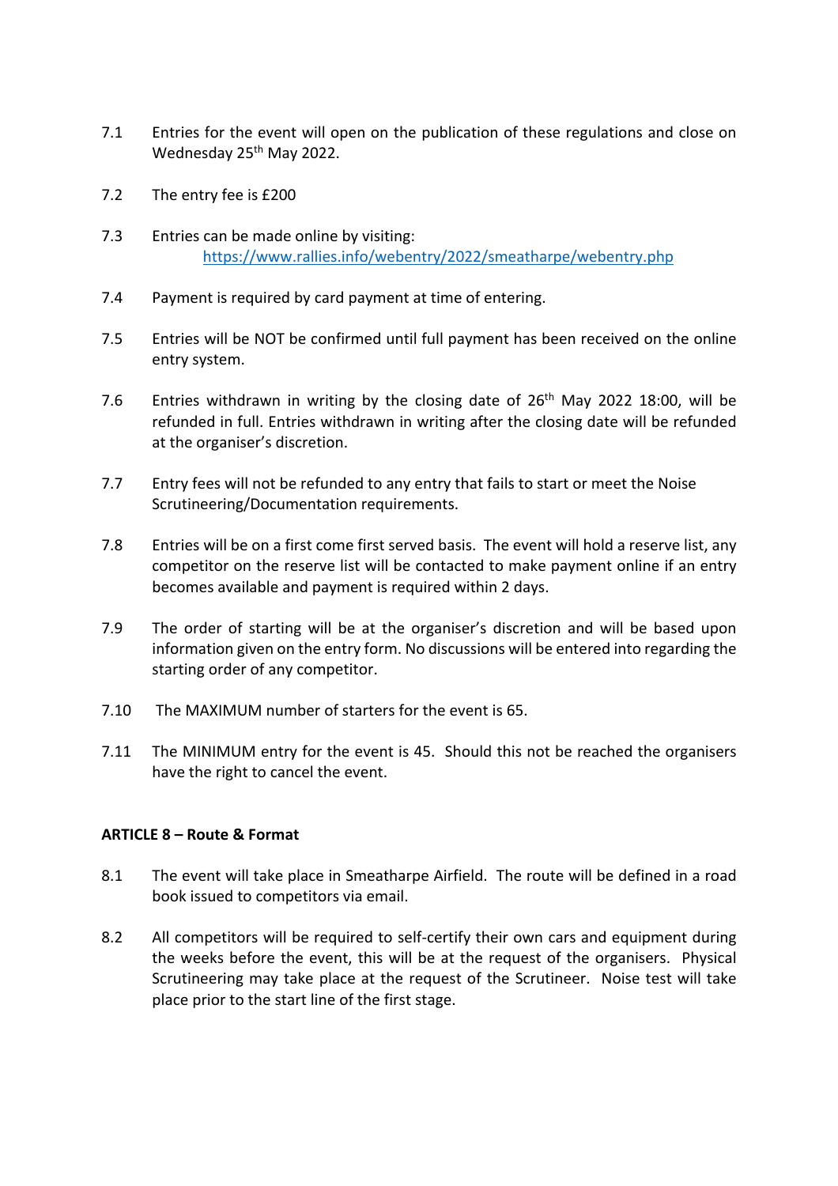7.1 Entries for the event will open on the publication of these regulations and close on Wednesday 25th May 2022.

7.2 The entry fee is £200

7.3 Entries can be made online by visiting: https://www.rallies.info/webentry/2022/smeatharpe/webentry.php

7.4 Payment is required by card payment at time of entering.

7.5 Entries will be NOT be confirmed until full payment has been received on the online entry system.

7.6 Entries withdrawn in writing by the closing date of 26th May 2022 18:00, will be refunded in full. Entries withdrawn in writing after the closing date will be refunded at the organiser's discretion.

7.7 Entry fees will not be refunded to any entry that fails to start or meet the Noise Scrutineering/Documentation requirements.

7.8 Entries will be on a first come first served basis. The event will hold a reserve list, any competitor on the reserve list will be contacted to make payment online if an entry becomes available and payment is required within 2 days.

7.9 The order of starting will be at the organiser's discretion and will be based upon information given on the entry form. No discussions will be entered into regarding the starting order of any competitor.

7.10 The MAXIMUM number of starters for the event is 65.

7.11 The MINIMUM entry for the event is 45. Should this not be reached the organisers have the right to cancel the event.

**ARTICLE 8 – Route & Format**

8.1 The event will take place in Smeatharpe Airfield. The route will be defined in a road book issued to competitors via email.

8.2 All competitors will be required to self-certify their own cars and equipment during the weeks before the event, this will be at the request of the organisers. Physical Scrutineering may take place at the request of the Scrutineer. Noise test will take place prior to the start line of the first stage.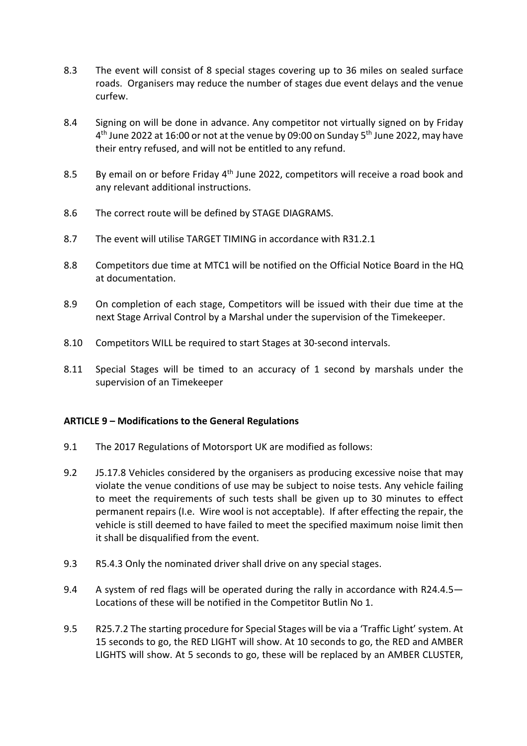8.3 The event will consist of 8 special stages covering up to 36 miles on sealed surface roads. Organisers may reduce the number of stages due event delays and the venue curfew.

8.4 Signing on will be done in advance. Any competitor not virtually signed on by Friday 4th June 2022 at 16:00 or not at the venue by 09:00 on Sunday 5th June 2022, may have their entry refused, and will not be entitled to any refund.

8.5 By email on or before Friday 4th June 2022, competitors will receive a road book and any relevant additional instructions.

8.6 The correct route will be defined by STAGE DIAGRAMS.

8.7 The event will utilise TARGET TIMING in accordance with R31.2.1

8.8 Competitors due time at MTC1 will be notified on the Official Notice Board in the HQ at documentation.

8.9 On completion of each stage, Competitors will be issued with their due time at the next Stage Arrival Control by a Marshal under the supervision of the Timekeeper.

8.10 Competitors WILL be required to start Stages at 30-second intervals.

8.11 Special Stages will be timed to an accuracy of 1 second by marshals under the supervision of an Timekeeper

**ARTICLE 9 – Modifications to the General Regulations**

9.1 The 2017 Regulations of Motorsport UK are modified as follows:

9.2 J5.17.8 Vehicles considered by the organisers as producing excessive noise that may violate the venue conditions of use may be subject to noise tests. Any vehicle failing to meet the requirements of such tests shall be given up to 30 minutes to effect permanent repairs (I.e. Wire wool is not acceptable). If after effecting the repair, the vehicle is still deemed to have failed to meet the specified maximum noise limit then it shall be disqualified from the event.

9.3 R5.4.3 Only the nominated driver shall drive on any special stages.

9.4 A system of red flags will be operated during the rally in accordance with R24.4.5— Locations of these will be notified in the Competitor Butlin No 1.

9.5 R25.7.2 The starting procedure for Special Stages will be via a 'Traffic Light' system. At 15 seconds to go, the RED LIGHT will show. At 10 seconds to go, the RED and AMBER LIGHTS will show. At 5 seconds to go, these will be replaced by an AMBER CLUSTER,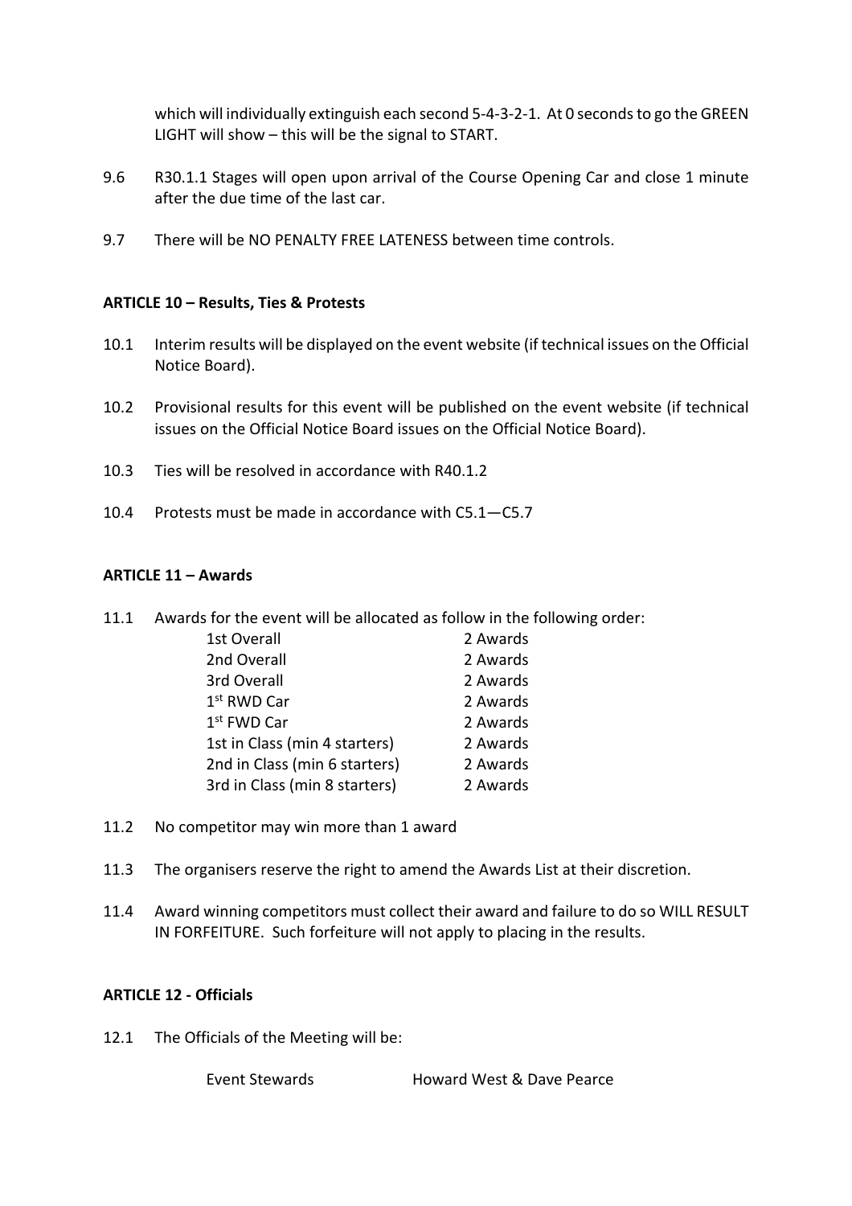which will individually extinguish each second 5-4-3-2-1. At 0 seconds to go the GREEN LIGHT will show – this will be the signal to START.

9.6 R30.1.1 Stages will open upon arrival of the Course Opening Car and close 1 minute after the due time of the last car.

9.7 There will be NO PENALTY FREE LATENESS between time controls.

**ARTICLE 10 – Results, Ties & Protests**

10.1 Interim results will be displayed on the event website (if technical issues on the Official Notice Board).

10.2 Provisional results for this event will be published on the event website (if technical issues on the Official Notice Board issues on the Official Notice Board).

10.3 Ties will be resolved in accordance with R40.1.2

10.4 Protests must be made in accordance with C5.1—C5.7

**ARTICLE 11 – Awards**

11.1 Awards for the event will be allocated as follow in the following order:

| | |
|---|---|
| 1st Overall | 2 Awards |
| 2nd Overall | 2 Awards |
| 3rd Overall | 2 Awards |
| 1st RWD Car | 2 Awards |
| 1st FWD Car | 2 Awards |
| 1st in Class (min 4 starters) | 2 Awards |
| 2nd in Class (min 6 starters) | 2 Awards |
| 3rd in Class (min 8 starters) | 2 Awards |

11.2 No competitor may win more than 1 award

11.3 The organisers reserve the right to amend the Awards List at their discretion.

11.4 Award winning competitors must collect their award and failure to do so WILL RESULT IN FORFEITURE. Such forfeiture will not apply to placing in the results.

**ARTICLE 12 - Officials**

12.1 The Officials of the Meeting will be:

| | |
|---|---|
| Event Stewards | Howard West & Dave Pearce |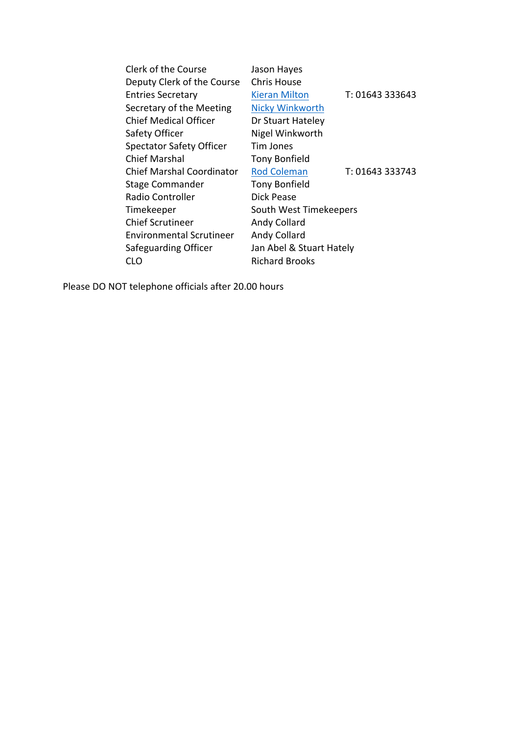| | | |
|---|---|---|
| Clerk of the Course | Jason Hayes | |
| Deputy Clerk of the Course | Chris House | |
| Entries Secretary | Kieran Milton | T: 01643 333643 |
| Secretary of the Meeting | Nicky Winkworth | |
| Chief Medical Officer | Dr Stuart Hateley | |
| Safety Officer | Nigel Winkworth | |
| Spectator Safety Officer | Tim Jones | |
| Chief Marshal | Tony Bonfield | |
| Chief Marshal Coordinator | Rod Coleman | T: 01643 333743 |
| Stage Commander | Tony Bonfield | |
| Radio Controller | Dick Pease | |
| Timekeeper | South West Timekeepers | |
| Chief Scrutineer | Andy Collard | |
| Environmental Scrutineer | Andy Collard | |
| Safeguarding Officer | Jan Abel & Stuart Hately | |
| CLO | Richard Brooks | |

Please DO NOT telephone officials after 20.00 hours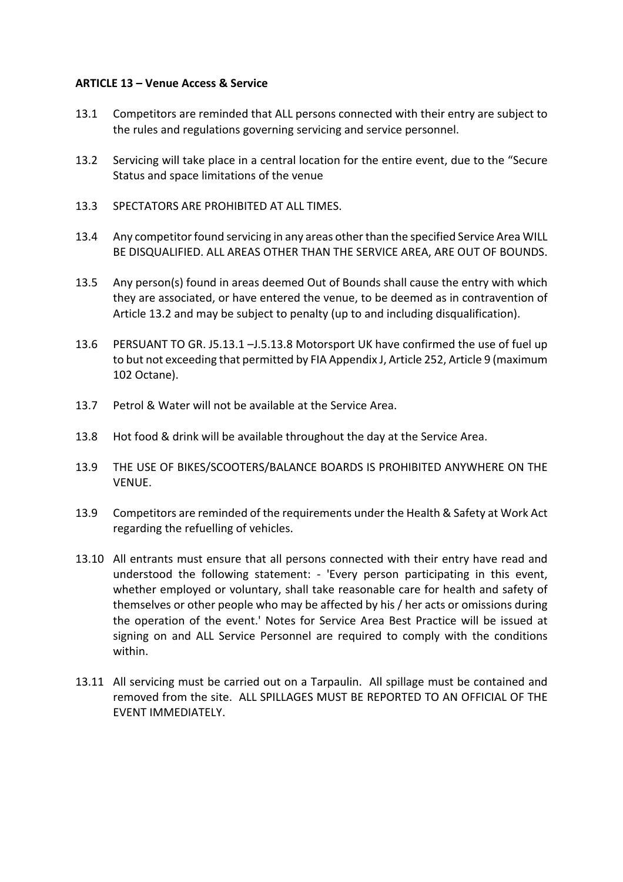**ARTICLE 13 – Venue Access & Service**

13.1 Competitors are reminded that ALL persons connected with their entry are subject to the rules and regulations governing servicing and service personnel.

13.2 Servicing will take place in a central location for the entire event, due to the "Secure Status and space limitations of the venue

13.3 SPECTATORS ARE PROHIBITED AT ALL TIMES.

13.4 Any competitor found servicing in any areas other than the specified Service Area WILL BE DISQUALIFIED. ALL AREAS OTHER THAN THE SERVICE AREA, ARE OUT OF BOUNDS.

13.5 Any person(s) found in areas deemed Out of Bounds shall cause the entry with which they are associated, or have entered the venue, to be deemed as in contravention of Article 13.2 and may be subject to penalty (up to and including disqualification).

13.6 PERSUANT TO GR. J5.13.1 –J.5.13.8 Motorsport UK have confirmed the use of fuel up to but not exceeding that permitted by FIA Appendix J, Article 252, Article 9 (maximum 102 Octane).

13.7 Petrol & Water will not be available at the Service Area.

13.8 Hot food & drink will be available throughout the day at the Service Area.

13.9 THE USE OF BIKES/SCOOTERS/BALANCE BOARDS IS PROHIBITED ANYWHERE ON THE VENUE.

13.9 Competitors are reminded of the requirements under the Health & Safety at Work Act regarding the refuelling of vehicles.

13.10 All entrants must ensure that all persons connected with their entry have read and understood the following statement: - 'Every person participating in this event, whether employed or voluntary, shall take reasonable care for health and safety of themselves or other people who may be affected by his / her acts or omissions during the operation of the event.' Notes for Service Area Best Practice will be issued at signing on and ALL Service Personnel are required to comply with the conditions within.

13.11 All servicing must be carried out on a Tarpaulin. All spillage must be contained and removed from the site. ALL SPILLAGES MUST BE REPORTED TO AN OFFICIAL OF THE EVENT IMMEDIATELY.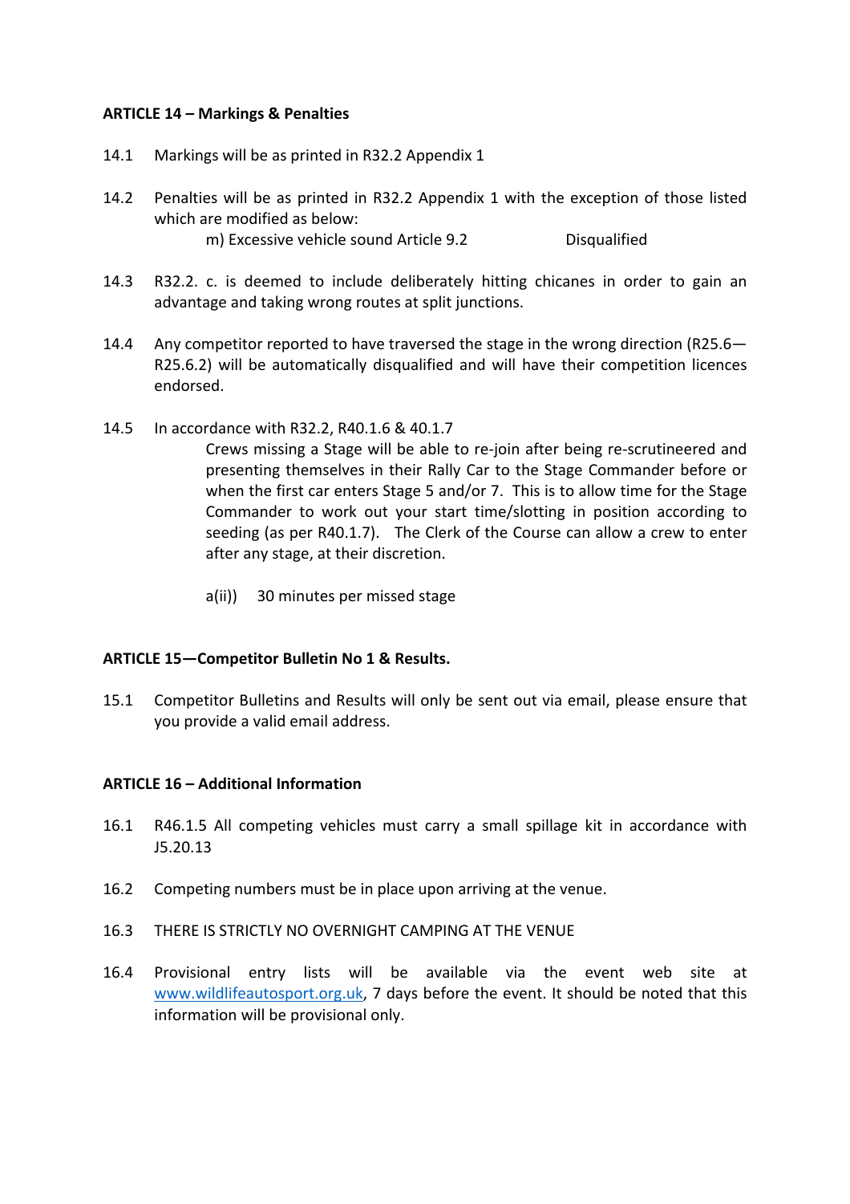**ARTICLE 14 – Markings & Penalties**

14.1 Markings will be as printed in R32.2 Appendix 1

14.2 Penalties will be as printed in R32.2 Appendix 1 with the exception of those listed which are modified as below:

m) Excessive vehicle sound Article 9.2 Disqualified

14.3 R32.2. c. is deemed to include deliberately hitting chicanes in order to gain an advantage and taking wrong routes at split junctions.

14.4 Any competitor reported to have traversed the stage in the wrong direction (R25.6—R25.6.2) will be automatically disqualified and will have their competition licences endorsed.

14.5 In accordance with R32.2, R40.1.6 & 40.1.7

Crews missing a Stage will be able to re-join after being re-scrutineered and presenting themselves in their Rally Car to the Stage Commander before or when the first car enters Stage 5 and/or 7. This is to allow time for the Stage Commander to work out your start time/slotting in position according to seeding (as per R40.1.7). The Clerk of the Course can allow a crew to enter after any stage, at their discretion.

a(ii)) 30 minutes per missed stage

**ARTICLE 15—Competitor Bulletin No 1 & Results.**

15.1 Competitor Bulletins and Results will only be sent out via email, please ensure that you provide a valid email address.

**ARTICLE 16 – Additional Information**

16.1 R46.1.5 All competing vehicles must carry a small spillage kit in accordance with J5.20.13

16.2 Competing numbers must be in place upon arriving at the venue.

16.3 THERE IS STRICTLY NO OVERNIGHT CAMPING AT THE VENUE

16.4 Provisional entry lists will be available via the event web site at www.wildlifeautosport.org.uk, 7 days before the event. It should be noted that this information will be provisional only.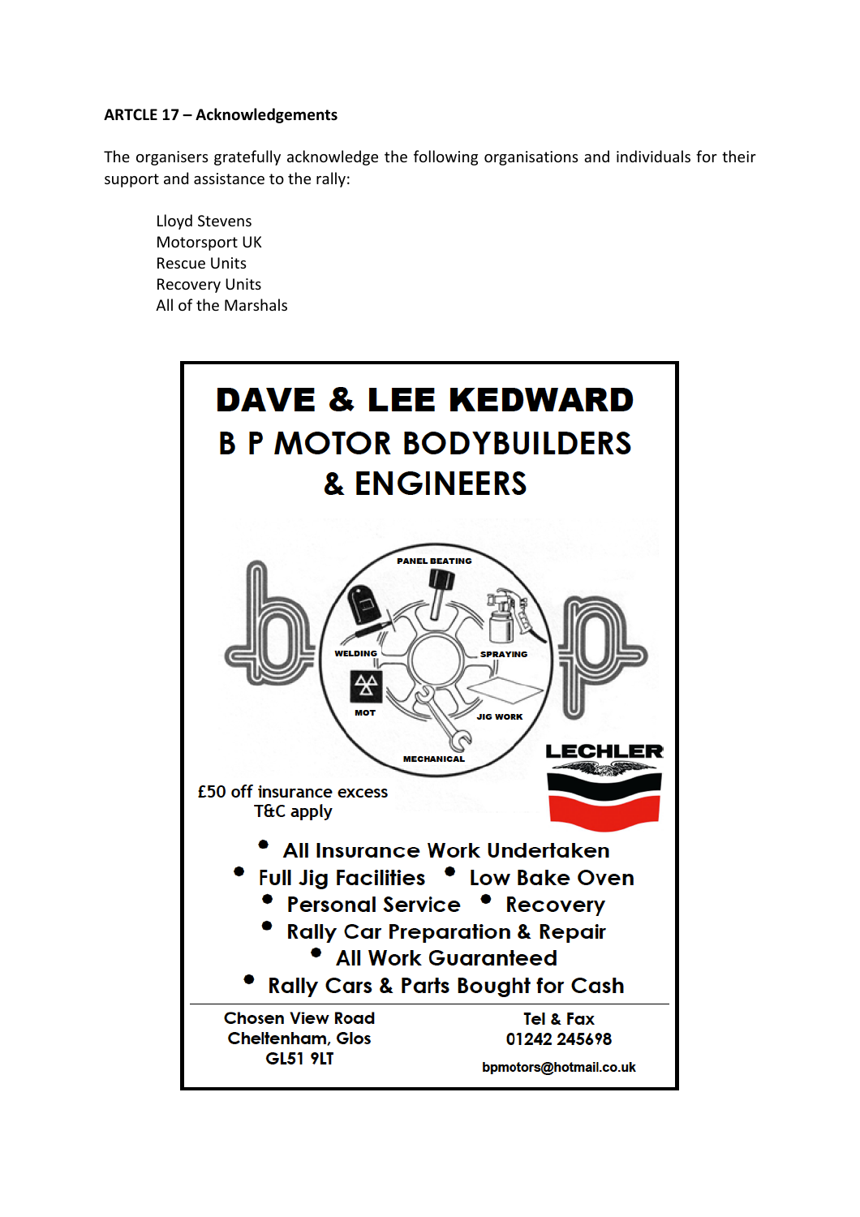**ARTCLE 17 – Acknowledgements**

The organisers gratefully acknowledge the following organisations and individuals for their support and assistance to the rally:

Lloyd Stevens
Motorsport UK
Rescue Units
Recovery Units
All of the Marshals

# DAVE & LEE KEDWARD

## B P MOTOR BODYBUILDERS & ENGINEERS

PANEL BEATING
WELDING
SPRAYING
MOT
JIG WORK
MECHANICAL

LECHLER

£50 off insurance excess
T&C apply

- All Insurance Work Undertaken
- Full Jig Facilities
- Low Bake Oven
- Personal Service
- Recovery
- Rally Car Preparation & Repair
- All Work Guaranteed
- Rally Cars & Parts Bought for Cash

Chosen View Road
Cheltenham, Glos
GL51 9LT

Tel & Fax
01242 245698

bpmotors@hotmail.co.uk